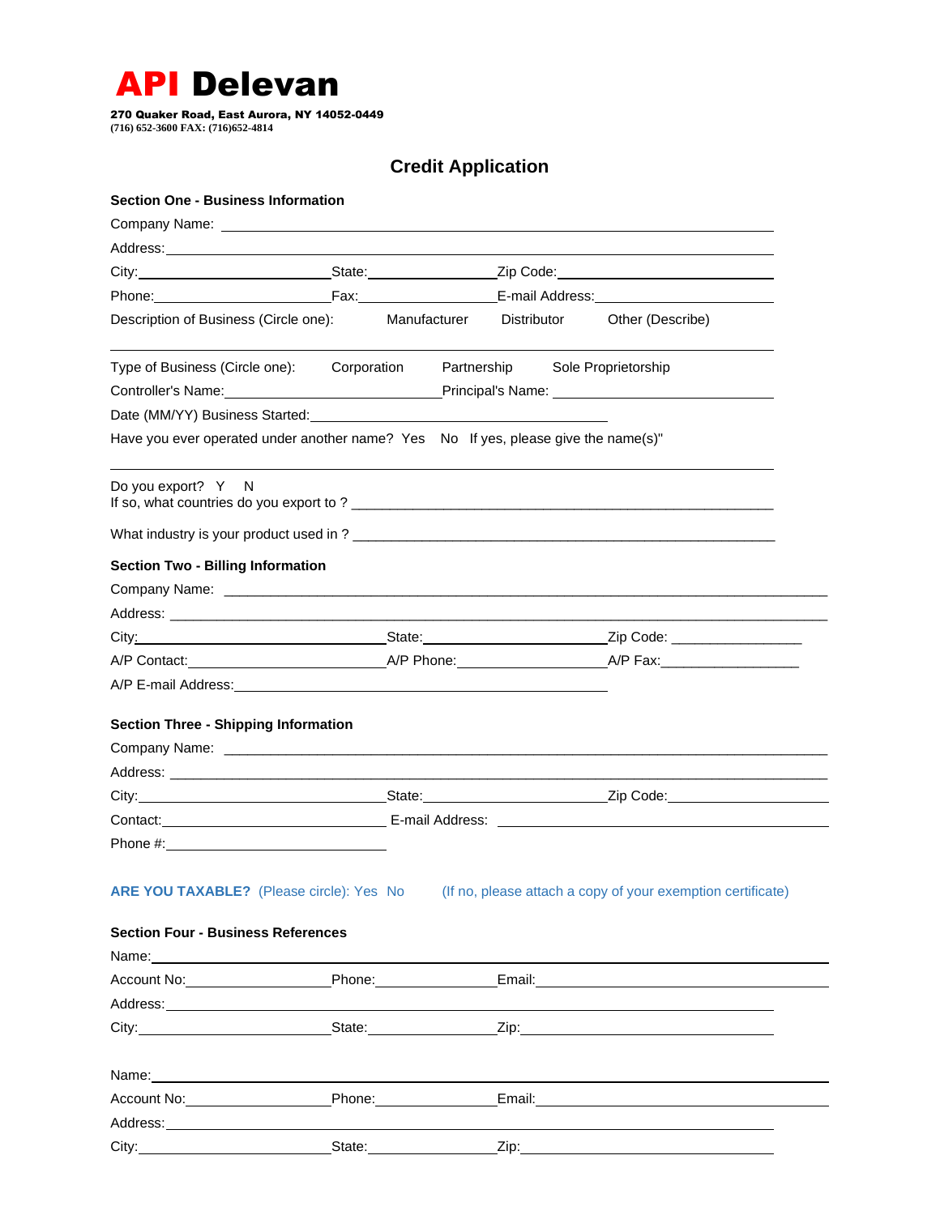# **API Delevan**

**270 Quaker Road, East Aurora, NY 14052-0449**
**(716) 652-3600 FAX: (716)652-4814**

## Credit Application

**Section One - Business Information**

Company Name: ______________________________________________

Address: ______________________________________________

City: ____________________ State: ______________ Zip Code: ____________________

Phone: ____________________ Fax: ______________ E-mail Address: ____________________

Description of Business (Circle one): Manufacturer Distributor Other (Describe)

______________________________________________

Type of Business (Circle one): Corporation Partnership Sole Proprietorship

Controller's Name: ____________________ Principal's Name: ____________________

Date (MM/YY) Business Started: ______________________________

Have you ever operated under another name? Yes No If yes, please give the name(s)"

______________________________________________

Do you export? Y N
If so, what countries do you export to ? ______________________________________________

What industry is your product used in ? ______________________________________________

**Section Two - Billing Information**

Company Name: ______________________________________________

Address: ______________________________________________

City: ____________________ State: ____________________ Zip Code: ________________

A/P Contact: ____________________ A/P Phone: ________________ A/P Fax: ________________

A/P E-mail Address: ______________________________________

**Section Three - Shipping Information**

Company Name: ______________________________________________

Address: ______________________________________________

City: ____________________ State: ____________________ Zip Code: ____________________

Contact: ____________________ E-mail Address: ______________________________

Phone #: ____________________

**ARE YOU TAXABLE?** (Please circle): Yes No (If no, please attach a copy of your exemption certificate)

**Section Four - Business References**

Name: ______________________________________________

Account No: ________________ Phone: ______________ Email: ____________________

Address: ______________________________________________

City: ____________________ State: ______________ Zip: ____________________

Name: ______________________________________________

Account No: ________________ Phone: ______________ Email: ____________________

Address: ______________________________________________

City: ____________________ State: ______________ Zip: ____________________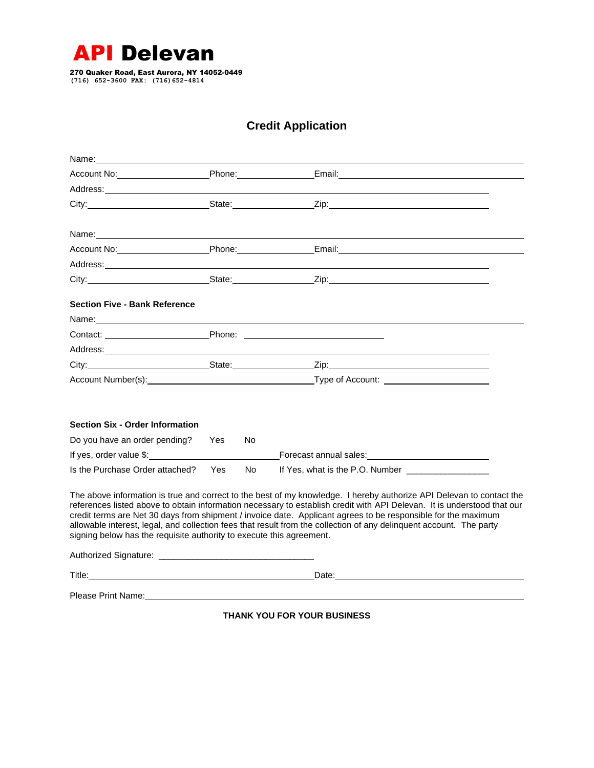# API Delevan

**270 Quaker Road, East Aurora, NY 14052-0449**
**(716) 652-3600 FAX: (716) 652-4814**

## Credit Application

Name: ____________________________________________

Account No: ____________ Phone: ____________ Email: ____________________

Address: ____________________________________________

City: ____________________ State: ____________ Zip: ____________________

Name: ____________________________________________

Account No: ____________ Phone: ____________ Email: ____________________

Address: ____________________________________________

City: ____________________ State: ____________ Zip: ____________________

### Section Five - Bank Reference

Name: ____________________________________________

Contact: ____________________ Phone: ____________________

Address: ____________________________________________

City: ____________________ State: ____________ Zip: ____________________

Account Number(s): ____________________ Type of Account: ____________________

### Section Six - Order Information

Do you have an order pending? Yes No

If yes, order value $: ____________________ Forecast annual sales: ____________________

Is the Purchase Order attached? Yes No If Yes, what is the P.O. Number ________________

The above information is true and correct to the best of my knowledge. I hereby authorize API Delevan to contact the references listed above to obtain information necessary to establish credit with API Delevan. It is understood that our credit terms are Net 30 days from shipment / invoice date. Applicant agrees to be responsible for the maximum allowable interest, legal, and collection fees that result from the collection of any delinquent account. The party signing below has the requisite authority to execute this agreement.

Authorized Signature: ________________________________

Title: ____________________________________________ Date: ____________________

Please Print Name: ____________________________________________

**THANK YOU FOR YOUR BUSINESS**